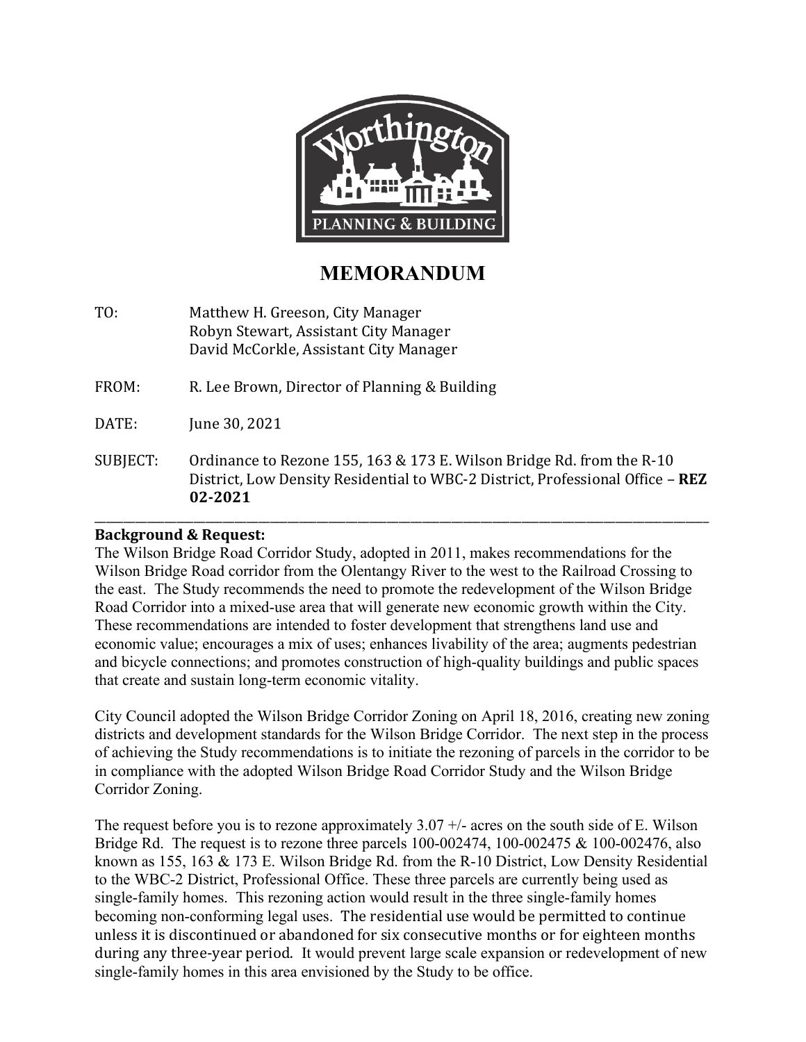# MEMORANDUM

TO: Matthew H. Greeson, City Manager
Robyn Stewart, Assistant City Manager
David McCorkle, Assistant City Manager

FROM: R. Lee Brown, Director of Planning & Building

DATE: June 30, 2021

SUBJECT: Ordinance to Rezone 155, 163 & 173 E. Wilson Bridge Rd. from the R-10 District, Low Density Residential to WBC-2 District, Professional Office – **REZ 02-2021**

---

**Background & Request:**

The Wilson Bridge Road Corridor Study, adopted in 2011, makes recommendations for the Wilson Bridge Road corridor from the Olentangy River to the west to the Railroad Crossing to the east. The Study recommends the need to promote the redevelopment of the Wilson Bridge Road Corridor into a mixed-use area that will generate new economic growth within the City. These recommendations are intended to foster development that strengthens land use and economic value; encourages a mix of uses; enhances livability of the area; augments pedestrian and bicycle connections; and promotes construction of high-quality buildings and public spaces that create and sustain long-term economic vitality.

City Council adopted the Wilson Bridge Corridor Zoning on April 18, 2016, creating new zoning districts and development standards for the Wilson Bridge Corridor. The next step in the process of achieving the Study recommendations is to initiate the rezoning of parcels in the corridor to be in compliance with the adopted Wilson Bridge Road Corridor Study and the Wilson Bridge Corridor Zoning.

The request before you is to rezone approximately 3.07 +/- acres on the south side of E. Wilson Bridge Rd. The request is to rezone three parcels 100-002474, 100-002475 & 100-002476, also known as 155, 163 & 173 E. Wilson Bridge Rd. from the R-10 District, Low Density Residential to the WBC-2 District, Professional Office. These three parcels are currently being used as single-family homes. This rezoning action would result in the three single-family homes becoming non-conforming legal uses. The residential use would be permitted to continue unless it is discontinued or abandoned for six consecutive months or for eighteen months during any three-year period. It would prevent large scale expansion or redevelopment of new single-family homes in this area envisioned by the Study to be office.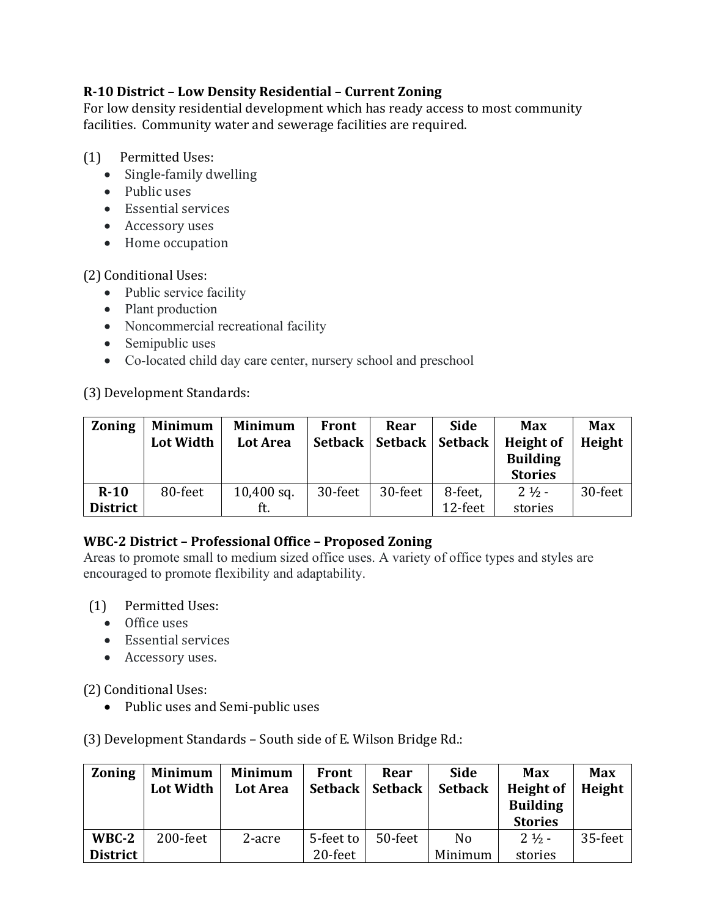### R-10 District – Low Density Residential – Current Zoning

For low density residential development which has ready access to most community facilities. Community water and sewerage facilities are required.

(1) Permitted Uses:

- Single-family dwelling
- Public uses
- Essential services
- Accessory uses
- Home occupation

(2) Conditional Uses:

- Public service facility
- Plant production
- Noncommercial recreational facility
- Semipublic uses
- Co-located child day care center, nursery school and preschool

(3) Development Standards:

| Zoning | Minimum Lot Width | Minimum Lot Area | Front Setback | Rear Setback | Side Setback | Max Height of Building Stories | Max Height |
|---|---|---|---|---|---|---|---|
| **R-10 District** | 80-feet | 10,400 sq. ft. | 30-feet | 30-feet | 8-feet, 12-feet | 2 ½ - stories | 30-feet |

### WBC-2 District – Professional Office – Proposed Zoning

Areas to promote small to medium sized office uses. A variety of office types and styles are encouraged to promote flexibility and adaptability.

(1) Permitted Uses:

- Office uses
- Essential services
- Accessory uses.

(2) Conditional Uses:

- Public uses and Semi-public uses

(3) Development Standards – South side of E. Wilson Bridge Rd.:

| Zoning | Minimum Lot Width | Minimum Lot Area | Front Setback | Rear Setback | Side Setback | Max Height of Building Stories | Max Height |
|---|---|---|---|---|---|---|---|
| **WBC-2 District** | 200-feet | 2-acre | 5-feet to 20-feet | 50-feet | No Minimum | 2 ½ - stories | 35-feet |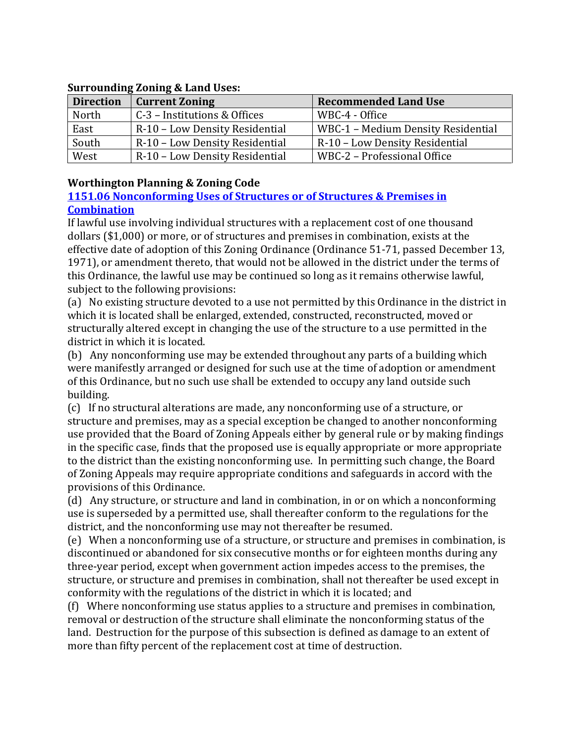**Surrounding Zoning & Land Uses:**

| Direction | Current Zoning | Recommended Land Use |
|---|---|---|
| North | C-3 – Institutions & Offices | WBC-4 - Office |
| East | R-10 – Low Density Residential | WBC-1 – Medium Density Residential |
| South | R-10 – Low Density Residential | R-10 – Low Density Residential |
| West | R-10 – Low Density Residential | WBC-2 – Professional Office |

**Worthington Planning & Zoning Code**

**1151.06 Nonconforming Uses of Structures or of Structures & Premises in Combination**

If lawful use involving individual structures with a replacement cost of one thousand dollars ($1,000) or more, or of structures and premises in combination, exists at the effective date of adoption of this Zoning Ordinance (Ordinance 51-71, passed December 13, 1971), or amendment thereto, that would not be allowed in the district under the terms of this Ordinance, the lawful use may be continued so long as it remains otherwise lawful, subject to the following provisions:

(a) No existing structure devoted to a use not permitted by this Ordinance in the district in which it is located shall be enlarged, extended, constructed, reconstructed, moved or structurally altered except in changing the use of the structure to a use permitted in the district in which it is located.

(b) Any nonconforming use may be extended throughout any parts of a building which were manifestly arranged or designed for such use at the time of adoption or amendment of this Ordinance, but no such use shall be extended to occupy any land outside such building.

(c) If no structural alterations are made, any nonconforming use of a structure, or structure and premises, may as a special exception be changed to another nonconforming use provided that the Board of Zoning Appeals either by general rule or by making findings in the specific case, finds that the proposed use is equally appropriate or more appropriate to the district than the existing nonconforming use. In permitting such change, the Board of Zoning Appeals may require appropriate conditions and safeguards in accord with the provisions of this Ordinance.

(d) Any structure, or structure and land in combination, in or on which a nonconforming use is superseded by a permitted use, shall thereafter conform to the regulations for the district, and the nonconforming use may not thereafter be resumed.

(e) When a nonconforming use of a structure, or structure and premises in combination, is discontinued or abandoned for six consecutive months or for eighteen months during any three-year period, except when government action impedes access to the premises, the structure, or structure and premises in combination, shall not thereafter be used except in conformity with the regulations of the district in which it is located; and

(f) Where nonconforming use status applies to a structure and premises in combination, removal or destruction of the structure shall eliminate the nonconforming status of the land. Destruction for the purpose of this subsection is defined as damage to an extent of more than fifty percent of the replacement cost at time of destruction.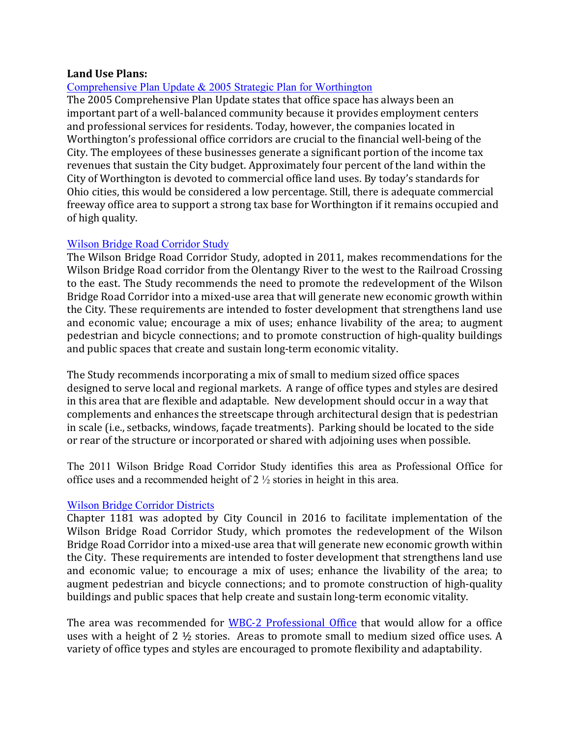**Land Use Plans:**

Comprehensive Plan Update & 2005 Strategic Plan for Worthington

The 2005 Comprehensive Plan Update states that office space has always been an important part of a well-balanced community because it provides employment centers and professional services for residents. Today, however, the companies located in Worthington's professional office corridors are crucial to the financial well-being of the City. The employees of these businesses generate a significant portion of the income tax revenues that sustain the City budget. Approximately four percent of the land within the City of Worthington is devoted to commercial office land uses. By today's standards for Ohio cities, this would be considered a low percentage. Still, there is adequate commercial freeway office area to support a strong tax base for Worthington if it remains occupied and of high quality.

Wilson Bridge Road Corridor Study

The Wilson Bridge Road Corridor Study, adopted in 2011, makes recommendations for the Wilson Bridge Road corridor from the Olentangy River to the west to the Railroad Crossing to the east. The Study recommends the need to promote the redevelopment of the Wilson Bridge Road Corridor into a mixed-use area that will generate new economic growth within the City. These requirements are intended to foster development that strengthens land use and economic value; encourage a mix of uses; enhance livability of the area; to augment pedestrian and bicycle connections; and to promote construction of high-quality buildings and public spaces that create and sustain long-term economic vitality.

The Study recommends incorporating a mix of small to medium sized office spaces designed to serve local and regional markets. A range of office types and styles are desired in this area that are flexible and adaptable. New development should occur in a way that complements and enhances the streetscape through architectural design that is pedestrian in scale (i.e., setbacks, windows, façade treatments). Parking should be located to the side or rear of the structure or incorporated or shared with adjoining uses when possible.

The 2011 Wilson Bridge Road Corridor Study identifies this area as Professional Office for office uses and a recommended height of 2 ½ stories in height in this area.

Wilson Bridge Corridor Districts

Chapter 1181 was adopted by City Council in 2016 to facilitate implementation of the Wilson Bridge Road Corridor Study, which promotes the redevelopment of the Wilson Bridge Road Corridor into a mixed-use area that will generate new economic growth within the City. These requirements are intended to foster development that strengthens land use and economic value; to encourage a mix of uses; enhance the livability of the area; to augment pedestrian and bicycle connections; and to promote construction of high-quality buildings and public spaces that help create and sustain long-term economic vitality.

The area was recommended for WBC-2 Professional Office that would allow for a office uses with a height of 2 ½ stories. Areas to promote small to medium sized office uses. A variety of office types and styles are encouraged to promote flexibility and adaptability.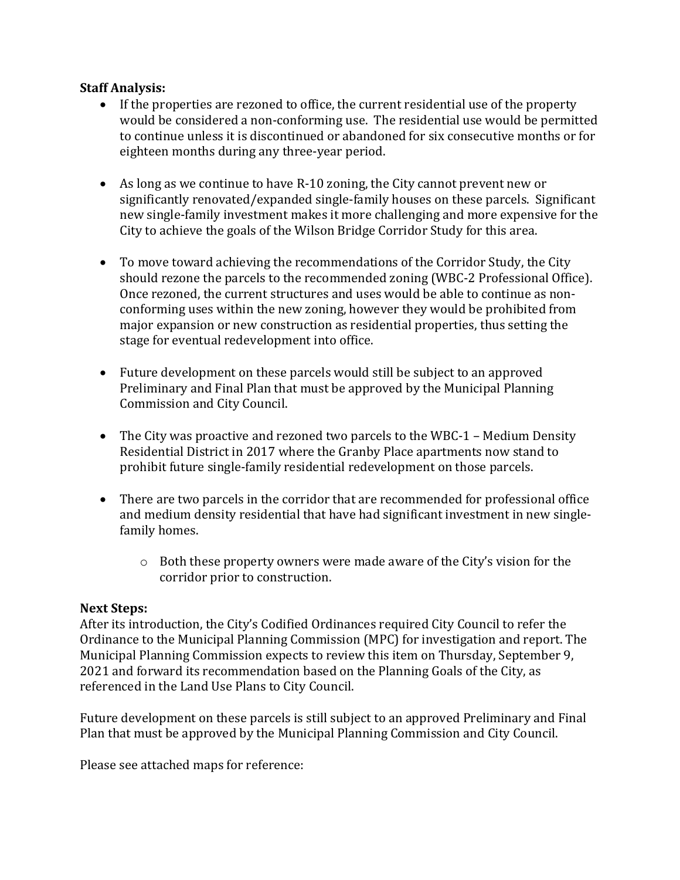**Staff Analysis:**

- If the properties are rezoned to office, the current residential use of the property would be considered a non-conforming use. The residential use would be permitted to continue unless it is discontinued or abandoned for six consecutive months or for eighteen months during any three-year period.

- As long as we continue to have R-10 zoning, the City cannot prevent new or significantly renovated/expanded single-family houses on these parcels. Significant new single-family investment makes it more challenging and more expensive for the City to achieve the goals of the Wilson Bridge Corridor Study for this area.

- To move toward achieving the recommendations of the Corridor Study, the City should rezone the parcels to the recommended zoning (WBC-2 Professional Office). Once rezoned, the current structures and uses would be able to continue as non-conforming uses within the new zoning, however they would be prohibited from major expansion or new construction as residential properties, thus setting the stage for eventual redevelopment into office.

- Future development on these parcels would still be subject to an approved Preliminary and Final Plan that must be approved by the Municipal Planning Commission and City Council.

- The City was proactive and rezoned two parcels to the WBC-1 – Medium Density Residential District in 2017 where the Granby Place apartments now stand to prohibit future single-family residential redevelopment on those parcels.

- There are two parcels in the corridor that are recommended for professional office and medium density residential that have had significant investment in new single-family homes.
    - Both these property owners were made aware of the City's vision for the corridor prior to construction.

**Next Steps:**

After its introduction, the City's Codified Ordinances required City Council to refer the Ordinance to the Municipal Planning Commission (MPC) for investigation and report. The Municipal Planning Commission expects to review this item on Thursday, September 9, 2021 and forward its recommendation based on the Planning Goals of the City, as referenced in the Land Use Plans to City Council.

Future development on these parcels is still subject to an approved Preliminary and Final Plan that must be approved by the Municipal Planning Commission and City Council.

Please see attached maps for reference: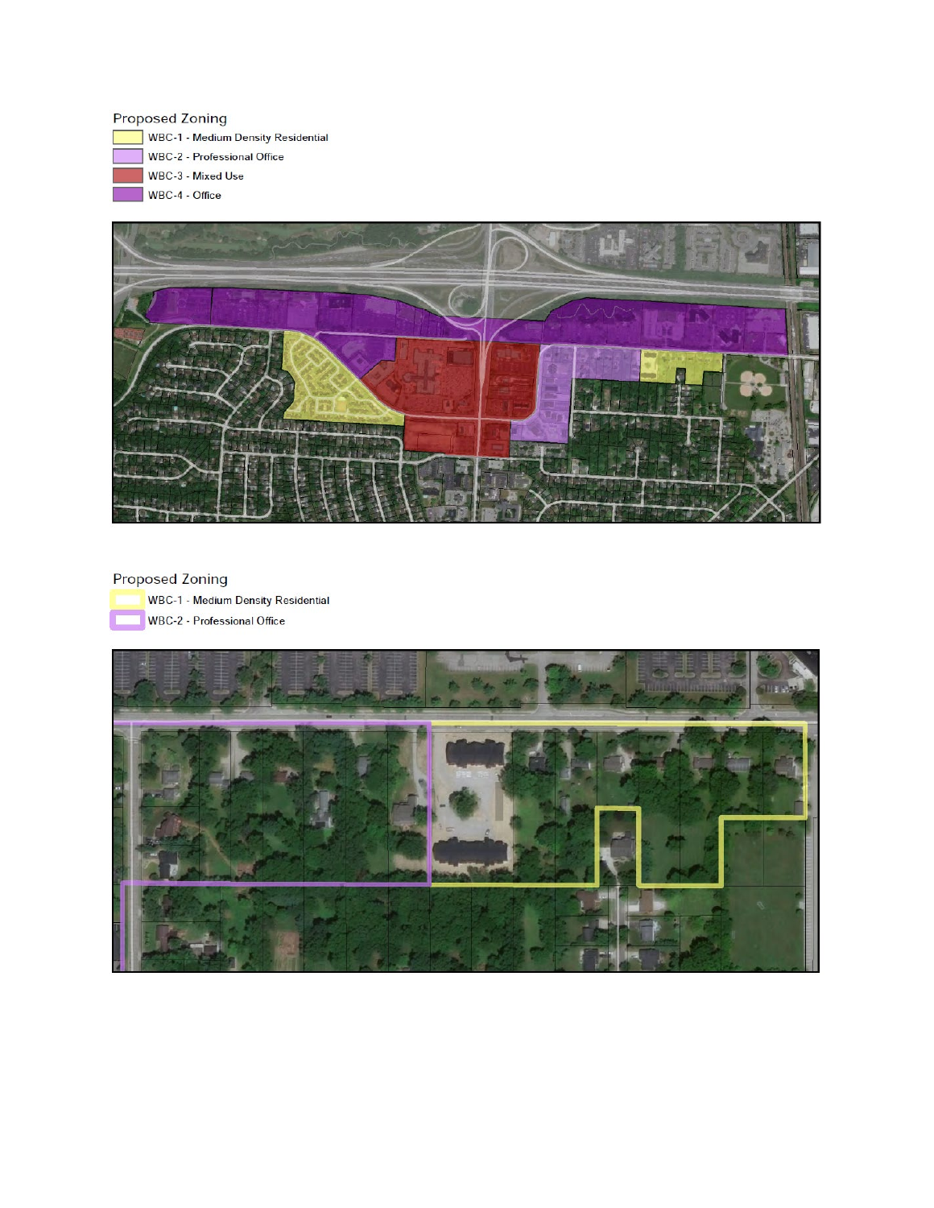Proposed Zoning

- WBC-1 - Medium Density Residential
- WBC-2 - Professional Office
- WBC-3 - Mixed Use
- WBC-4 - Office

Proposed Zoning

- WBC-1 - Medium Density Residential
- WBC-2 - Professional Office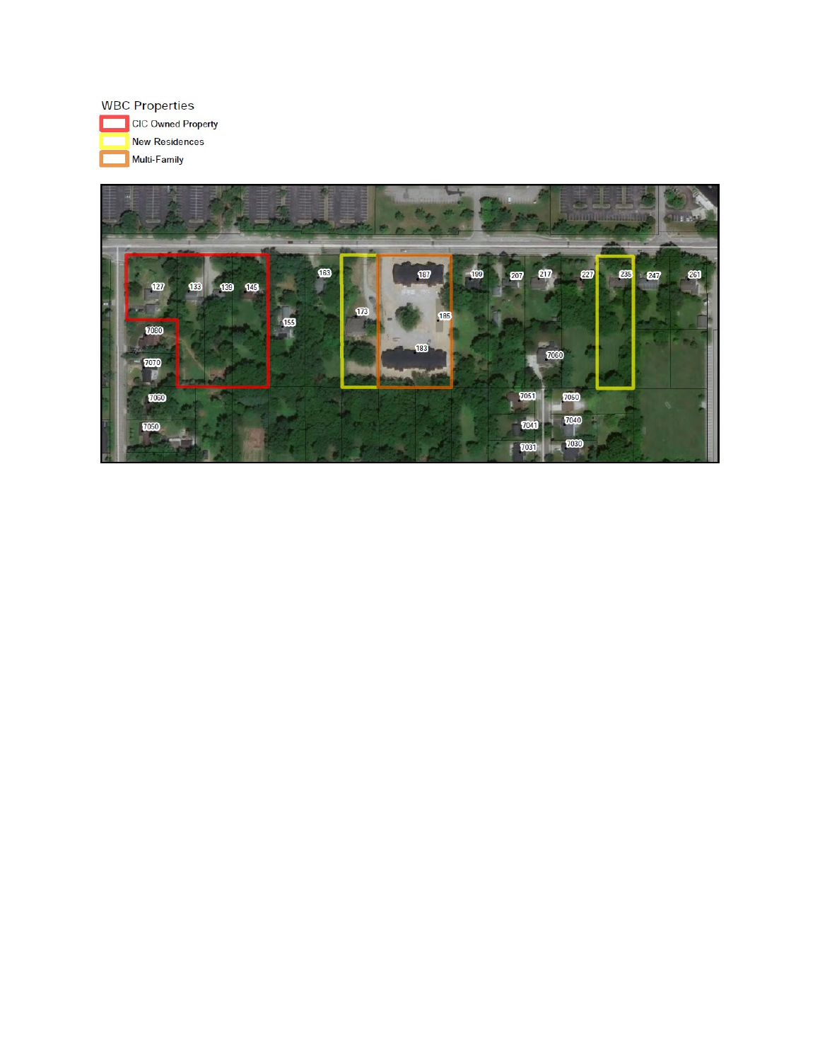WBC Properties

CIC Owned Property

New Residences

Multi-Family

127

133

139

145

163

155

173

187

185

183

199

207

217

227

235

247

261

7080

7070

7060

7050

7060

7051

7050

7041

7040

7031

7030